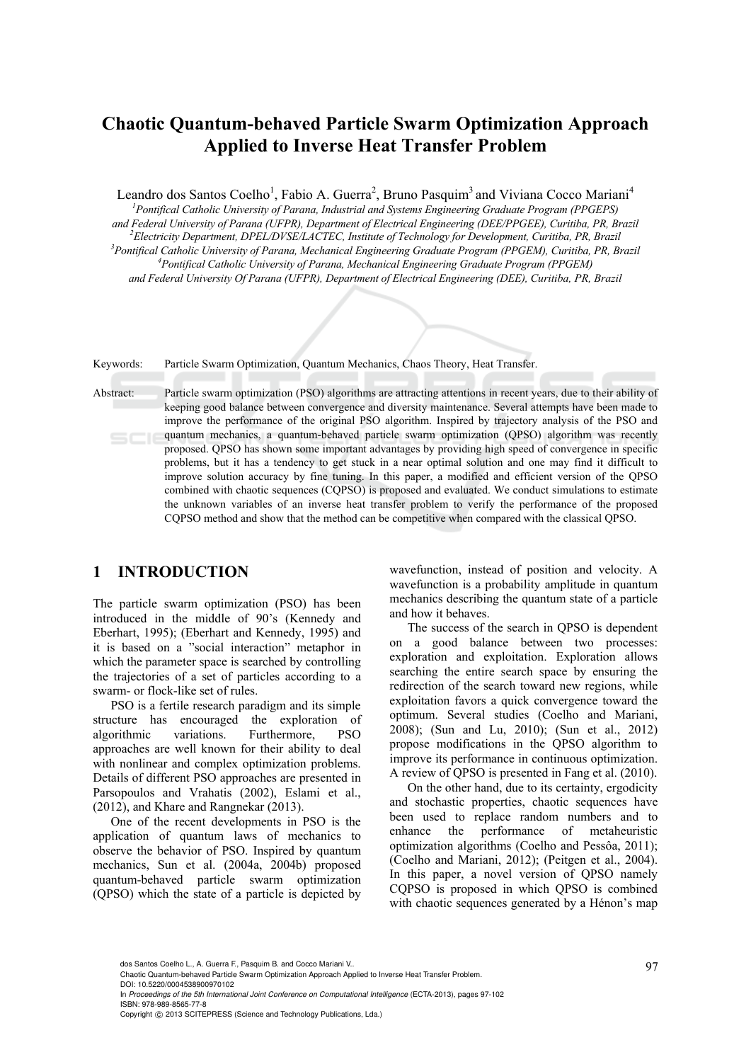# Chaotic Quantum-behaved Particle Swarm Optimization Approach Applied to Inverse Heat Transfer Problem

Leandro dos Santos Coelho[1], Fabio A. Guerra[2], Bruno Pasquim[3] and Viviana Cocco Mariani[4]

[1]Pontifical Catholic University of Parana, Industrial and Systems Engineering Graduate Program (PPGEPS) and Federal University of Parana (UFPR), Department of Electrical Engineering (DEE/PPGEE), Curitiba, PR, Brazil
[2]Electricity Department, DPEL/DVSE/LACTEC, Institute of Technology for Development, Curitiba, PR, Brazil
[3]Pontifical Catholic University of Parana, Mechanical Engineering Graduate Program (PPGEM), Curitiba, PR, Brazil
[4]Pontifical Catholic University of Parana, Mechanical Engineering Graduate Program (PPGEM) and Federal University Of Parana (UFPR), Department of Electrical Engineering (DEE), Curitiba, PR, Brazil

Keywords: Particle Swarm Optimization, Quantum Mechanics, Chaos Theory, Heat Transfer.

Abstract: Particle swarm optimization (PSO) algorithms are attracting attentions in recent years, due to their ability of keeping good balance between convergence and diversity maintenance. Several attempts have been made to improve the performance of the original PSO algorithm. Inspired by trajectory analysis of the PSO and quantum mechanics, a quantum-behaved particle swarm optimization (QPSO) algorithm was recently proposed. QPSO has shown some important advantages by providing high speed of convergence in specific problems, but it has a tendency to get stuck in a near optimal solution and one may find it difficult to improve solution accuracy by fine tuning. In this paper, a modified and efficient version of the QPSO combined with chaotic sequences (CQPSO) is proposed and evaluated. We conduct simulations to estimate the unknown variables of an inverse heat transfer problem to verify the performance of the proposed CQPSO method and show that the method can be competitive when compared with the classical QPSO.

## 1 INTRODUCTION

The particle swarm optimization (PSO) has been introduced in the middle of 90's (Kennedy and Eberhart, 1995); (Eberhart and Kennedy, 1995) and it is based on a "social interaction" metaphor in which the parameter space is searched by controlling the trajectories of a set of particles according to a swarm- or flock-like set of rules.

PSO is a fertile research paradigm and its simple structure has encouraged the exploration of algorithmic variations. Furthermore, PSO approaches are well known for their ability to deal with nonlinear and complex optimization problems. Details of different PSO approaches are presented in Parsopoulos and Vrahatis (2002), Eslami et al., (2012), and Khare and Rangnekar (2013).

One of the recent developments in PSO is the application of quantum laws of mechanics to observe the behavior of PSO. Inspired by quantum mechanics, Sun et al. (2004a, 2004b) proposed quantum-behaved particle swarm optimization (QPSO) which the state of a particle is depicted by wavefunction, instead of position and velocity. A wavefunction is a probability amplitude in quantum mechanics describing the quantum state of a particle and how it behaves.

The success of the search in QPSO is dependent on a good balance between two processes: exploration and exploitation. Exploration allows searching the entire search space by ensuring the redirection of the search toward new regions, while exploitation favors a quick convergence toward the optimum. Several studies (Coelho and Mariani, 2008); (Sun and Lu, 2010); (Sun et al., 2012) propose modifications in the QPSO algorithm to improve its performance in continuous optimization. A review of QPSO is presented in Fang et al. (2010).

On the other hand, due to its certainty, ergodicity and stochastic properties, chaotic sequences have been used to replace random numbers and to enhance the performance of metaheuristic optimization algorithms (Coelho and Pessôa, 2011); (Coelho and Mariani, 2012); (Peitgen et al., 2004). In this paper, a novel version of QPSO namely CQPSO is proposed in which QPSO is combined with chaotic sequences generated by a Hénon's map

dos Santos Coelho L., A. Guerra F., Pasquim B. and Cocco Mariani V..
Chaotic Quantum-behaved Particle Swarm Optimization Approach Applied to Inverse Heat Transfer Problem.
DOI: 10.5220/0004538900970102
In Proceedings of the 5th International Joint Conference on Computational Intelligence (ECTA-2013), pages 97-102
ISBN: 978-989-8565-77-8
Copyright © 2013 SCITEPRESS (Science and Technology Publications, Lda.)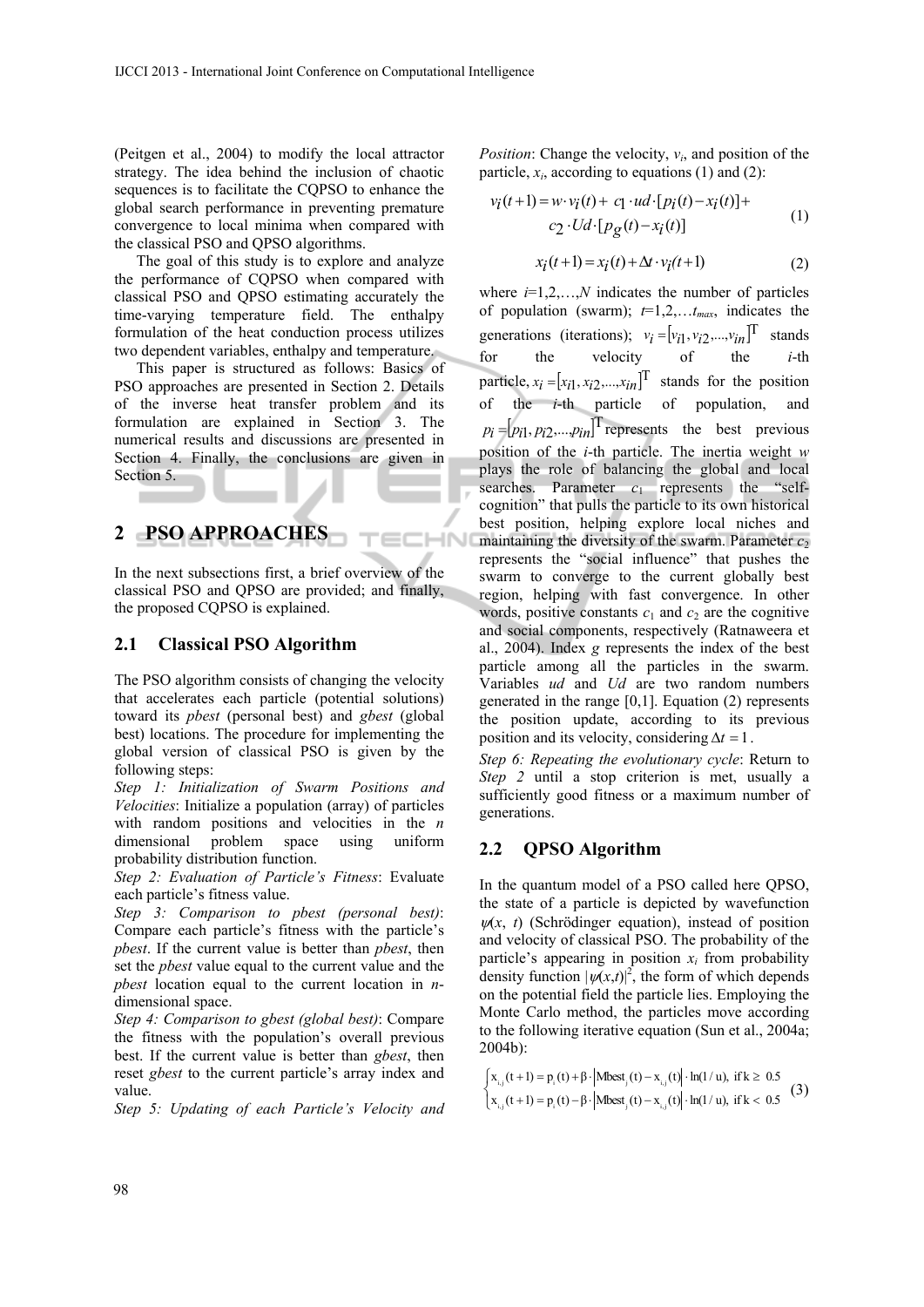(Peitgen et al., 2004) to modify the local attractor strategy. The idea behind the inclusion of chaotic sequences is to facilitate the CQPSO to enhance the global search performance in preventing premature convergence to local minima when compared with the classical PSO and QPSO algorithms.

The goal of this study is to explore and analyze the performance of CQPSO when compared with classical PSO and QPSO estimating accurately the time-varying temperature field. The enthalpy formulation of the heat conduction process utilizes two dependent variables, enthalpy and temperature.

This paper is structured as follows: Basics of PSO approaches are presented in Section 2. Details of the inverse heat transfer problem and its formulation are explained in Section 3. The numerical results and discussions are presented in Section 4. Finally, the conclusions are given in Section 5.

## 2 PSO APPROACHES

In the next subsections first, a brief overview of the classical PSO and QPSO are provided; and finally, the proposed CQPSO is explained.

### 2.1 Classical PSO Algorithm

The PSO algorithm consists of changing the velocity that accelerates each particle (potential solutions) toward its *pbest* (personal best) and *gbest* (global best) locations. The procedure for implementing the global version of classical PSO is given by the following steps:

*Step 1: Initialization of Swarm Positions and Velocities*: Initialize a population (array) of particles with random positions and velocities in the $n$ dimensional problem space using uniform probability distribution function.

*Step 2: Evaluation of Particle's Fitness*: Evaluate each particle's fitness value.

*Step 3: Comparison to pbest (personal best)*: Compare each particle's fitness with the particle's *pbest*. If the current value is better than *pbest*, then set the *pbest* value equal to the current value and the *pbest* location equal to the current location in $n$-dimensional space.

*Step 4: Comparison to gbest (global best)*: Compare the fitness with the population's overall previous best. If the current value is better than *gbest*, then reset *gbest* to the current particle's array index and value.

*Step 5: Updating of each Particle's Velocity and Position*: Change the velocity, $v_i$, and position of the particle, $x_i$, according to equations (1) and (2):

$$v_i(t+1) = w \cdot v_i(t) + c_1 \cdot ud \cdot [p_i(t) - x_i(t)] + c_2 \cdot Ud \cdot [p_g(t) - x_i(t)] \tag{1}$$

$$x_i(t+1) = x_i(t) + \Delta t \cdot v_i(t+1) \tag{2}$$

where $i$=1,2,…,$N$ indicates the number of particles of population (swarm); $t$=1,2,…$t_{max}$, indicates the generations (iterations); $v_i = [v_{i1}, v_{i2}, ..., v_{in}]^T$ stands for the velocity of the $i$-th particle, $x_i = [x_{i1}, x_{i2}, ..., x_{in}]^T$ stands for the position of the $i$-th particle of population, and $p_i = [p_{i1}, p_{i2}, ..., p_{in}]^T$ represents the best previous position of the $i$-th particle. The inertia weight $w$ plays the role of balancing the global and local searches. Parameter $c_1$ represents the "self-cognition" that pulls the particle to its own historical best position, helping explore local niches and maintaining the diversity of the swarm. Parameter $c_2$ represents the "social influence" that pushes the swarm to converge to the current globally best region, helping with fast convergence. In other words, positive constants $c_1$ and $c_2$ are the cognitive and social components, respectively (Ratnaweera et al., 2004). Index $g$ represents the index of the best particle among all the particles in the swarm. Variables $ud$ and $Ud$ are two random numbers generated in the range [0,1]. Equation (2) represents the position update, according to its previous position and its velocity, considering $\Delta t = 1$.

*Step 6: Repeating the evolutionary cycle*: Return to *Step 2* until a stop criterion is met, usually a sufficiently good fitness or a maximum number of generations.

### 2.2 QPSO Algorithm

In the quantum model of a PSO called here QPSO, the state of a particle is depicted by wavefunction $\psi(x, t)$ (Schrödinger equation), instead of position and velocity of classical PSO. The probability of the particle's appearing in position $x_i$ from probability density function $|\psi(x,t)|^2$, the form of which depends on the potential field the particle lies. Employing the Monte Carlo method, the particles move according to the following iterative equation (Sun et al., 2004a; 2004b):

$$\begin{cases} x_{i,j}(t+1) = p_i(t) + \beta \cdot \left| Mbest_j(t) - x_{i,j}(t) \right| \cdot \ln(1/u), \text{ if } k \geq 0.5 \\ x_{i,j}(t+1) = p_i(t) - \beta \cdot \left| Mbest_j(t) - x_{i,j}(t) \right| \cdot \ln(1/u), \text{ if } k < 0.5 \end{cases} \tag{3}$$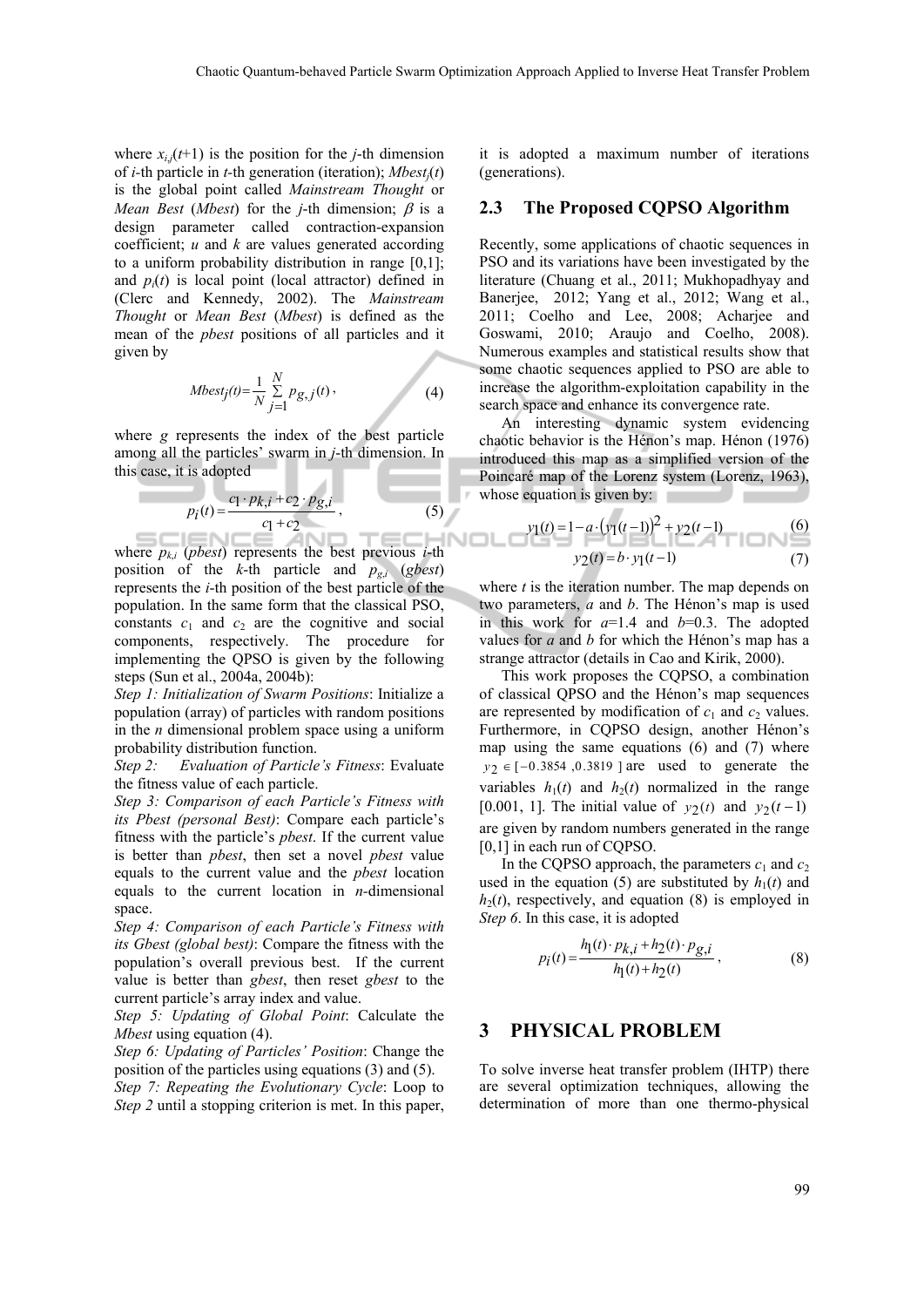where $x_{i,j}(t+1)$ is the position for the $j$-th dimension of $i$-th particle in $t$-th generation (iteration); $Mbest_j(t)$ is the global point called *Mainstream Thought* or *Mean Best* (*Mbest*) for the $j$-th dimension; $\beta$ is a design parameter called contraction-expansion coefficient; $u$ and $k$ are values generated according to a uniform probability distribution in range [0,1]; and $p_i(t)$ is local point (local attractor) defined in (Clerc and Kennedy, 2002). The *Mainstream Thought* or *Mean Best* (*Mbest*) is defined as the mean of the *pbest* positions of all particles and it given by

$$Mbest_j(t) = \frac{1}{N}\sum_{j=1}^{N} p_{g,j}(t)\,, \tag{4}$$

where $g$ represents the index of the best particle among all the particles' swarm in $j$-th dimension. In this case, it is adopted

$$p_i(t) = \frac{c_1 \cdot p_{k,i} + c_2 \cdot p_{g,i}}{c_1 + c_2}\,, \tag{5}$$

where $p_{k,i}$ (*pbest*) represents the best previous $i$-th position of the $k$-th particle and $p_{g,i}$ (*gbest*) represents the $i$-th position of the best particle of the population. In the same form that the classical PSO, constants $c_1$ and $c_2$ are the cognitive and social components, respectively. The procedure for implementing the QPSO is given by the following steps (Sun et al., 2004a, 2004b):

*Step 1: Initialization of Swarm Positions*: Initialize a population (array) of particles with random positions in the $n$ dimensional problem space using a uniform probability distribution function.

*Step 2: Evaluation of Particle's Fitness*: Evaluate the fitness value of each particle.

*Step 3: Comparison of each Particle's Fitness with its Pbest (personal Best)*: Compare each particle's fitness with the particle's *pbest*. If the current value is better than *pbest*, then set a novel *pbest* value equals to the current value and the *pbest* location equals to the current location in $n$-dimensional space.

*Step 4: Comparison of each Particle's Fitness with its Gbest (global best)*: Compare the fitness with the population's overall previous best. If the current value is better than *gbest*, then reset *gbest* to the current particle's array index and value.

*Step 5: Updating of Global Point*: Calculate the *Mbest* using equation (4).

*Step 6: Updating of Particles' Position*: Change the position of the particles using equations (3) and (5).

*Step 7: Repeating the Evolutionary Cycle*: Loop to *Step 2* until a stopping criterion is met. In this paper, it is adopted a maximum number of iterations (generations).

## 2.3 The Proposed CQPSO Algorithm

Recently, some applications of chaotic sequences in PSO and its variations have been investigated by the literature (Chuang et al., 2011; Mukhopadhyay and Banerjee, 2012; Yang et al., 2012; Wang et al., 2011; Coelho and Lee, 2008; Acharjee and Goswami, 2010; Araujo and Coelho, 2008). Numerous examples and statistical results show that some chaotic sequences applied to PSO are able to increase the algorithm-exploitation capability in the search space and enhance its convergence rate.

An interesting dynamic system evidencing chaotic behavior is the Hénon's map. Hénon (1976) introduced this map as a simplified version of the Poincaré map of the Lorenz system (Lorenz, 1963), whose equation is given by:

$$y_1(t) = 1 - a \cdot \left(y_1(t-1)\right)^2 + y_2(t-1) \tag{6}$$

$$y_2(t) = b \cdot y_1(t-1) \tag{7}$$

where $t$ is the iteration number. The map depends on two parameters, $a$ and $b$. The Hénon's map is used in this work for $a$=1.4 and $b$=0.3. The adopted values for $a$ and $b$ for which the Hénon's map has a strange attractor (details in Cao and Kirik, 2000).

This work proposes the CQPSO, a combination of classical QPSO and the Hénon's map sequences are represented by modification of $c_1$ and $c_2$ values. Furthermore, in CQPSO design, another Hénon's map using the same equations (6) and (7) where $y_2 \in [-0.3854, 0.3819]$ are used to generate the variables $h_1(t)$ and $h_2(t)$ normalized in the range [0.001, 1]. The initial value of $y_2(t)$ and $y_2(t-1)$ are given by random numbers generated in the range [0,1] in each run of CQPSO.

In the CQPSO approach, the parameters $c_1$ and $c_2$ used in the equation (5) are substituted by $h_1(t)$ and $h_2(t)$, respectively, and equation (8) is employed in *Step 6*. In this case, it is adopted

$$p_i(t) = \frac{h_1(t) \cdot p_{k,i} + h_2(t) \cdot p_{g,i}}{h_1(t) + h_2(t)}\,, \tag{8}$$

# 3 PHYSICAL PROBLEM

To solve inverse heat transfer problem (IHTP) there are several optimization techniques, allowing the determination of more than one thermo-physical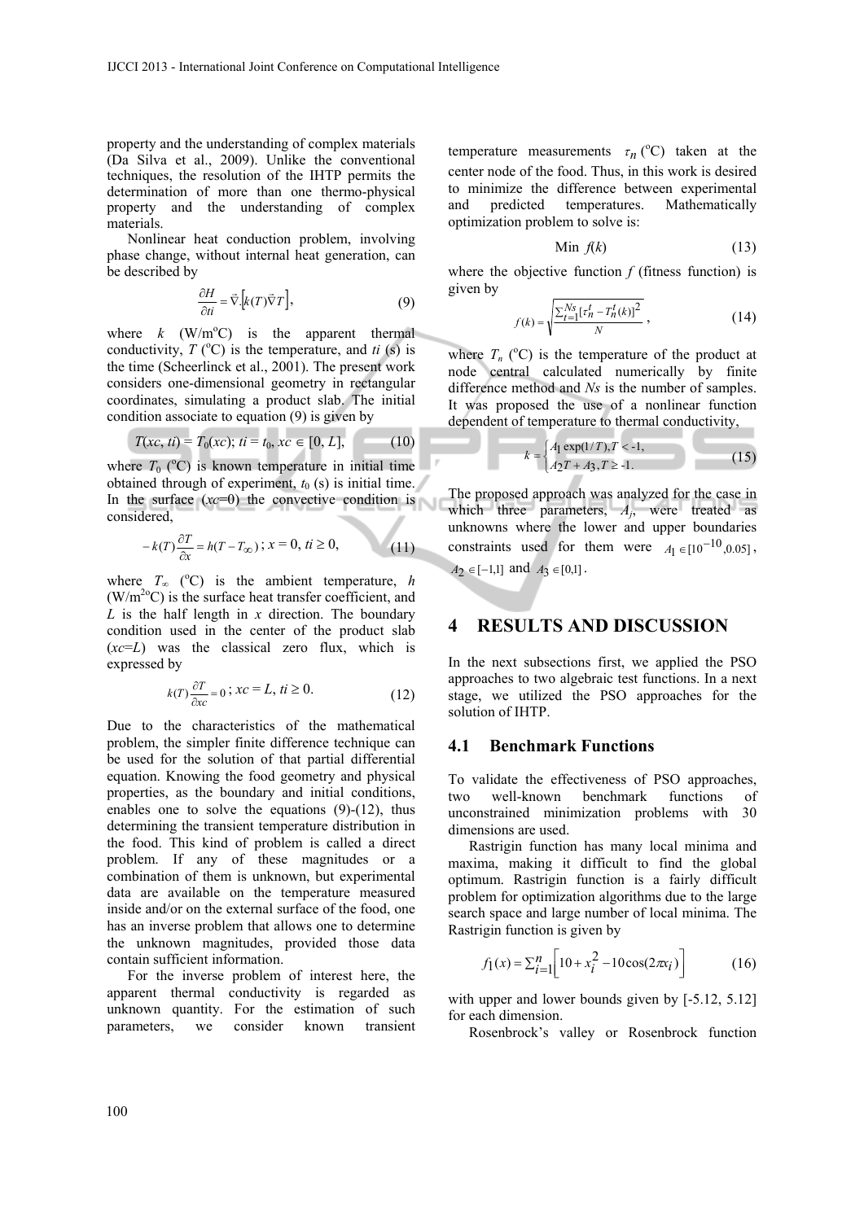property and the understanding of complex materials (Da Silva et al., 2009). Unlike the conventional techniques, the resolution of the IHTP permits the determination of more than one thermo-physical property and the understanding of complex materials.

Nonlinear heat conduction problem, involving phase change, without internal heat generation, can be described by

$$\frac{\partial H}{\partial ti} = \vec{\nabla}.\left[k(T)\vec{\nabla}T\right], \tag{9}$$

where $k$ (W/m°C) is the apparent thermal conductivity, $T$ (°C) is the temperature, and $ti$ (s) is the time (Scheerlinck et al., 2001). The present work considers one-dimensional geometry in rectangular coordinates, simulating a product slab. The initial condition associate to equation (9) is given by

$$T(xc, ti) = T_0(xc);\ ti = t_0,\ xc \in [0, L], \tag{10}$$

where $T_0$ (°C) is known temperature in initial time obtained through of experiment, $t_0$ (s) is initial time. In the surface ($xc$=0) the convective condition is considered,

$$-k(T)\frac{\partial T}{\partial x} = h(T - T_{\infty})\,;\ x = 0,\ ti \geq 0, \tag{11}$$

where $T_\infty$ (°C) is the ambient temperature, $h$ (W/m$^2$°C) is the surface heat transfer coefficient, and $L$ is the half length in $x$ direction. The boundary condition used in the center of the product slab ($xc$=$L$) was the classical zero flux, which is expressed by

$$k(T)\frac{\partial T}{\partial xc} = 0\,;\ xc = L,\ ti \geq 0. \tag{12}$$

Due to the characteristics of the mathematical problem, the simpler finite difference technique can be used for the solution of that partial differential equation. Knowing the food geometry and physical properties, as the boundary and initial conditions, enables one to solve the equations (9)-(12), thus determining the transient temperature distribution in the food. This kind of problem is called a direct problem. If any of these magnitudes or a combination of them is unknown, but experimental data are available on the temperature measured inside and/or on the external surface of the food, one has an inverse problem that allows one to determine the unknown magnitudes, provided those data contain sufficient information.

For the inverse problem of interest here, the apparent thermal conductivity is regarded as unknown quantity. For the estimation of such parameters, we consider known transient temperature measurements $\tau_n$ (°C) taken at the center node of the food. Thus, in this work is desired to minimize the difference between experimental and predicted temperatures. Mathematically optimization problem to solve is:

$$\text{Min } f(k) \tag{13}$$

where the objective function $f$ (fitness function) is given by

$$f(k) = \sqrt{\frac{\sum_{t=1}^{Ns}[\tau_n^t - T_n^t(k)]^2}{N}}\,, \tag{14}$$

where $T_n$ (°C) is the temperature of the product at node central calculated numerically by finite difference method and $Ns$ is the number of samples. It was proposed the use of a nonlinear function dependent of temperature to thermal conductivity,

$$k = \begin{cases} A_1 \exp(1/T), T < -1, \\ A_2 T + A_3, T \geq -1. \end{cases} \tag{15}$$

The proposed approach was analyzed for the case in which three parameters, $A_j$, were treated as unknowns where the lower and upper boundaries constraints used for them were $A_1 \in [10^{-10}, 0.05]$, $A_2 \in [-1,1]$ and $A_3 \in [0,1]$.

## 4 RESULTS AND DISCUSSION

In the next subsections first, we applied the PSO approaches to two algebraic test functions. In a next stage, we utilized the PSO approaches for the solution of IHTP.

### 4.1 Benchmark Functions

To validate the effectiveness of PSO approaches, two well-known benchmark functions of unconstrained minimization problems with 30 dimensions are used.

Rastrigin function has many local minima and maxima, making it difficult to find the global optimum. Rastrigin function is a fairly difficult problem for optimization algorithms due to the large search space and large number of local minima. The Rastrigin function is given by

$$f_1(x) = \sum_{i=1}^{n}\left[10 + x_i^2 - 10\cos(2\pi x_i)\right] \tag{16}$$

with upper and lower bounds given by [-5.12, 5.12] for each dimension.

Rosenbrock's valley or Rosenbrock function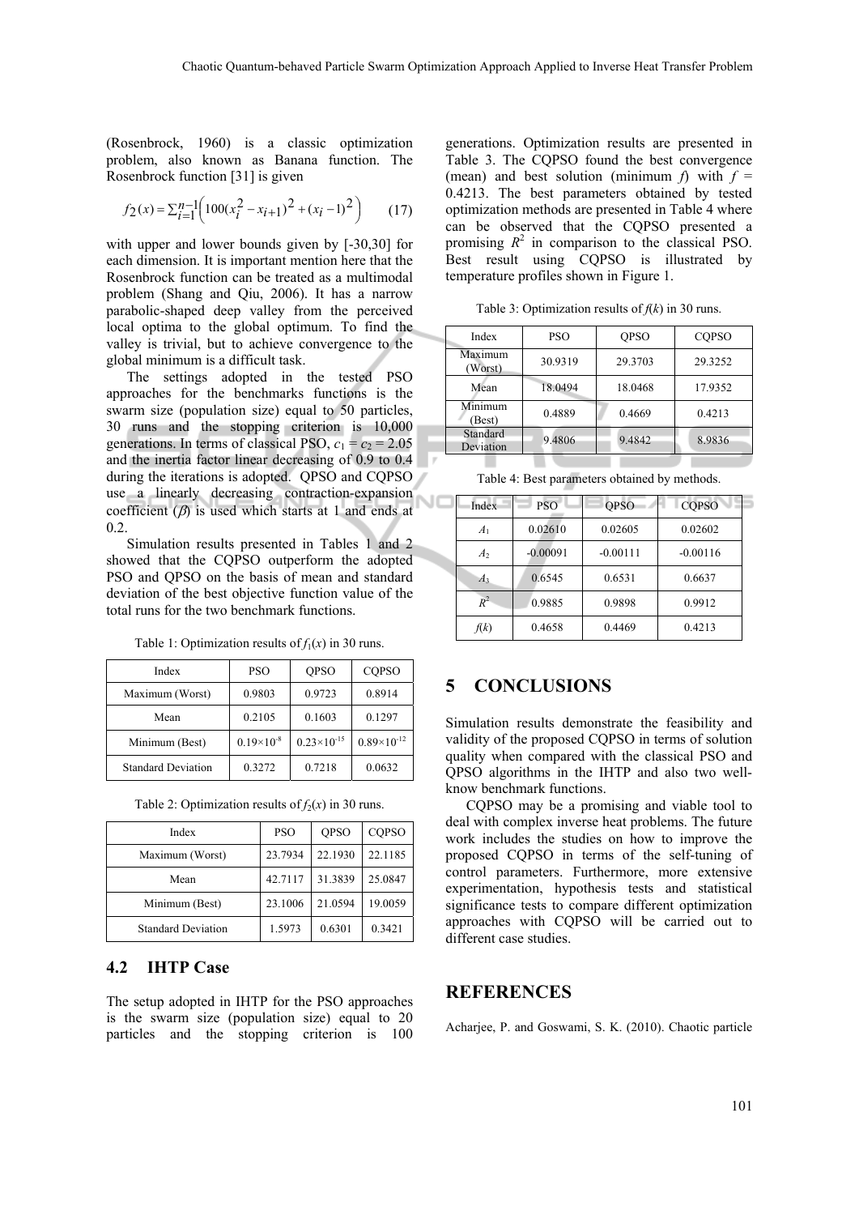(Rosenbrock, 1960) is a classic optimization problem, also known as Banana function. The Rosenbrock function [31] is given

$$f_2(x) = \sum_{i=1}^{n-1}\left(100(x_i^2 - x_{i+1})^2 + (x_i - 1)^2\right) \qquad (17)$$

with upper and lower bounds given by [-30,30] for each dimension. It is important mention here that the Rosenbrock function can be treated as a multimodal problem (Shang and Qiu, 2006). It has a narrow parabolic-shaped deep valley from the perceived local optima to the global optimum. To find the valley is trivial, but to achieve convergence to the global minimum is a difficult task.

The settings adopted in the tested PSO approaches for the benchmarks functions is the swarm size (population size) equal to 50 particles, 30 runs and the stopping criterion is 10,000 generations. In terms of classical PSO, $c_1 = c_2 = 2.05$ and the inertia factor linear decreasing of 0.9 to 0.4 during the iterations is adopted. QPSO and CQPSO use a linearly decreasing contraction-expansion coefficient ($\beta$) is used which starts at 1 and ends at 0.2.

Simulation results presented in Tables 1 and 2 showed that the CQPSO outperform the adopted PSO and QPSO on the basis of mean and standard deviation of the best objective function value of the total runs for the two benchmark functions.

Table 1: Optimization results of $f_1(x)$ in 30 runs.

| Index | PSO | QPSO | CQPSO |
|---|---|---|---|
| Maximum (Worst) | 0.9803 | 0.9723 | 0.8914 |
| Mean | 0.2105 | 0.1603 | 0.1297 |
| Minimum (Best) | $0.19\times10^{-8}$ | $0.23\times10^{-15}$ | $0.89\times10^{-12}$ |
| Standard Deviation | 0.3272 | 0.7218 | 0.0632 |

Table 2: Optimization results of $f_2(x)$ in 30 runs.

| Index | PSO | QPSO | CQPSO |
|---|---|---|---|
| Maximum (Worst) | 23.7934 | 22.1930 | 22.1185 |
| Mean | 42.7117 | 31.3839 | 25.0847 |
| Minimum (Best) | 23.1006 | 21.0594 | 19.0059 |
| Standard Deviation | 1.5973 | 0.6301 | 0.3421 |

### 4.2 IHTP Case

The setup adopted in IHTP for the PSO approaches is the swarm size (population size) equal to 20 particles and the stopping criterion is 100 generations. Optimization results are presented in Table 3. The CQPSO found the best convergence (mean) and best solution (minimum $f$) with $f$ = 0.4213. The best parameters obtained by tested optimization methods are presented in Table 4 where can be observed that the CQPSO presented a promising $R^2$ in comparison to the classical PSO. Best result using CQPSO is illustrated by temperature profiles shown in Figure 1.

Table 3: Optimization results of $f(k)$ in 30 runs.

| Index | PSO | QPSO | CQPSO |
|---|---|---|---|
| Maximum (Worst) | 30.9319 | 29.3703 | 29.3252 |
| Mean | 18.0494 | 18.0468 | 17.9352 |
| Minimum (Best) | 0.4889 | 0.4669 | 0.4213 |
| Standard Deviation | 9.4806 | 9.4842 | 8.9836 |

Table 4: Best parameters obtained by methods.

| Index | PSO | QPSO | CQPSO |
|---|---|---|---|
| $A_1$ | 0.02610 | 0.02605 | 0.02602 |
| $A_2$ | -0.00091 | -0.00111 | -0.00116 |
| $A_3$ | 0.6545 | 0.6531 | 0.6637 |
| $R^2$ | 0.9885 | 0.9898 | 0.9912 |
| $f(k)$ | 0.4658 | 0.4469 | 0.4213 |

## 5 CONCLUSIONS

Simulation results demonstrate the feasibility and validity of the proposed CQPSO in terms of solution quality when compared with the classical PSO and QPSO algorithms in the IHTP and also two well-know benchmark functions.

CQPSO may be a promising and viable tool to deal with complex inverse heat problems. The future work includes the studies on how to improve the proposed CQPSO in terms of the self-tuning of control parameters. Furthermore, more extensive experimentation, hypothesis tests and statistical significance tests to compare different optimization approaches with CQPSO will be carried out to different case studies.

## REFERENCES

Acharjee, P. and Goswami, S. K. (2010). Chaotic particle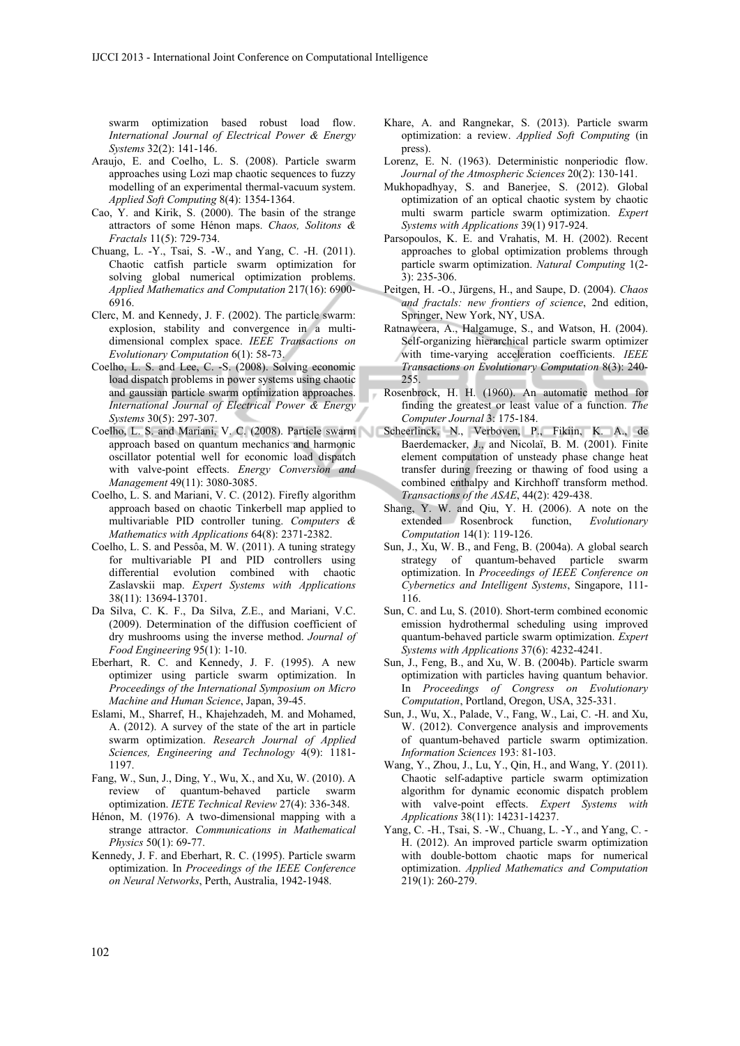swarm optimization based robust load flow. *International Journal of Electrical Power & Energy Systems* 32(2): 141-146.

Araujo, E. and Coelho, L. S. (2008). Particle swarm approaches using Lozi map chaotic sequences to fuzzy modelling of an experimental thermal-vacuum system. *Applied Soft Computing* 8(4): 1354-1364.

Cao, Y. and Kirik, S. (2000). The basin of the strange attractors of some Hénon maps. *Chaos, Solitons & Fractals* 11(5): 729-734.

Chuang, L. -Y., Tsai, S. -W., and Yang, C. -H. (2011). Chaotic catfish particle swarm optimization for solving global numerical optimization problems. *Applied Mathematics and Computation* 217(16): 6900-6916.

Clerc, M. and Kennedy, J. F. (2002). The particle swarm: explosion, stability and convergence in a multi-dimensional complex space. *IEEE Transactions on Evolutionary Computation* 6(1): 58-73.

Coelho, L. S. and Lee, C. -S. (2008). Solving economic load dispatch problems in power systems using chaotic and gaussian particle swarm optimization approaches. *International Journal of Electrical Power & Energy Systems* 30(5): 297-307.

Coelho, L. S. and Mariani, V. C. (2008). Particle swarm approach based on quantum mechanics and harmonic oscillator potential well for economic load dispatch with valve-point effects. *Energy Conversion and Management* 49(11): 3080-3085.

Coelho, L. S. and Mariani, V. C. (2012). Firefly algorithm approach based on chaotic Tinkerbell map applied to multivariable PID controller tuning. *Computers & Mathematics with Applications* 64(8): 2371-2382.

Coelho, L. S. and Pessôa, M. W. (2011). A tuning strategy for multivariable PI and PID controllers using differential evolution combined with chaotic Zaslavskii map. *Expert Systems with Applications* 38(11): 13694-13701.

Da Silva, C. K. F., Da Silva, Z.E., and Mariani, V.C. (2009). Determination of the diffusion coefficient of dry mushrooms using the inverse method. *Journal of Food Engineering* 95(1): 1-10.

Eberhart, R. C. and Kennedy, J. F. (1995). A new optimizer using particle swarm optimization. In *Proceedings of the International Symposium on Micro Machine and Human Science*, Japan, 39-45.

Eslami, M., Sharref, H., Khajehzadeh, M. and Mohamed, A. (2012). A survey of the state of the art in particle swarm optimization. *Research Journal of Applied Sciences, Engineering and Technology* 4(9): 1181-1197.

Fang, W., Sun, J., Ding, Y., Wu, X., and Xu, W. (2010). A review of quantum-behaved particle swarm optimization. *IETE Technical Review* 27(4): 336-348.

Hénon, M. (1976). A two-dimensional mapping with a strange attractor. *Communications in Mathematical Physics* 50(1): 69-77.

Kennedy, J. F. and Eberhart, R. C. (1995). Particle swarm optimization. In *Proceedings of the IEEE Conference on Neural Networks*, Perth, Australia, 1942-1948.

Khare, A. and Rangnekar, S. (2013). Particle swarm optimization: a review. *Applied Soft Computing* (in press).

Lorenz, E. N. (1963). Deterministic nonperiodic flow. *Journal of the Atmospheric Sciences* 20(2): 130-141.

Mukhopadhyay, S. and Banerjee, S. (2012). Global optimization of an optical chaotic system by chaotic multi swarm particle swarm optimization. *Expert Systems with Applications* 39(1) 917-924.

Parsopoulos, K. E. and Vrahatis, M. H. (2002). Recent approaches to global optimization problems through particle swarm optimization. *Natural Computing* 1(2-3): 235-306.

Peitgen, H. -O., Jürgens, H., and Saupe, D. (2004). *Chaos and fractals: new frontiers of science*, 2nd edition, Springer, New York, NY, USA.

Ratnaweera, A., Halgamuge, S., and Watson, H. (2004). Self-organizing hierarchical particle swarm optimizer with time-varying acceleration coefficients. *IEEE Transactions on Evolutionary Computation* 8(3): 240-255.

Rosenbrock, H. H. (1960). An automatic method for finding the greatest or least value of a function. *The Computer Journal* 3: 175-184.

Scheerlinck, N., Verboven, P., Fikiin, K. A., de Baerdemacker, J., and Nicolaï, B. M. (2001). Finite element computation of unsteady phase change heat transfer during freezing or thawing of food using a combined enthalpy and Kirchhoff transform method. *Transactions of the ASAE*, 44(2): 429-438.

Shang, Y. W. and Qiu, Y. H. (2006). A note on the extended Rosenbrock function, *Evolutionary Computation* 14(1): 119-126.

Sun, J., Xu, W. B., and Feng, B. (2004a). A global search strategy of quantum-behaved particle swarm optimization. In *Proceedings of IEEE Conference on Cybernetics and Intelligent Systems*, Singapore, 111-116.

Sun, C. and Lu, S. (2010). Short-term combined economic emission hydrothermal scheduling using improved quantum-behaved particle swarm optimization. *Expert Systems with Applications* 37(6): 4232-4241.

Sun, J., Feng, B., and Xu, W. B. (2004b). Particle swarm optimization with particles having quantum behavior. In *Proceedings of Congress on Evolutionary Computation*, Portland, Oregon, USA, 325-331.

Sun, J., Wu, X., Palade, V., Fang, W., Lai, C. -H. and Xu, W. (2012). Convergence analysis and improvements of quantum-behaved particle swarm optimization. *Information Sciences* 193: 81-103.

Wang, Y., Zhou, J., Lu, Y., Qin, H., and Wang, Y. (2011). Chaotic self-adaptive particle swarm optimization algorithm for dynamic economic dispatch problem with valve-point effects. *Expert Systems with Applications* 38(11): 14231-14237.

Yang, C. -H., Tsai, S. -W., Chuang, L. -Y., and Yang, C. -H. (2012). An improved particle swarm optimization with double-bottom chaotic maps for numerical optimization. *Applied Mathematics and Computation* 219(1): 260-279.